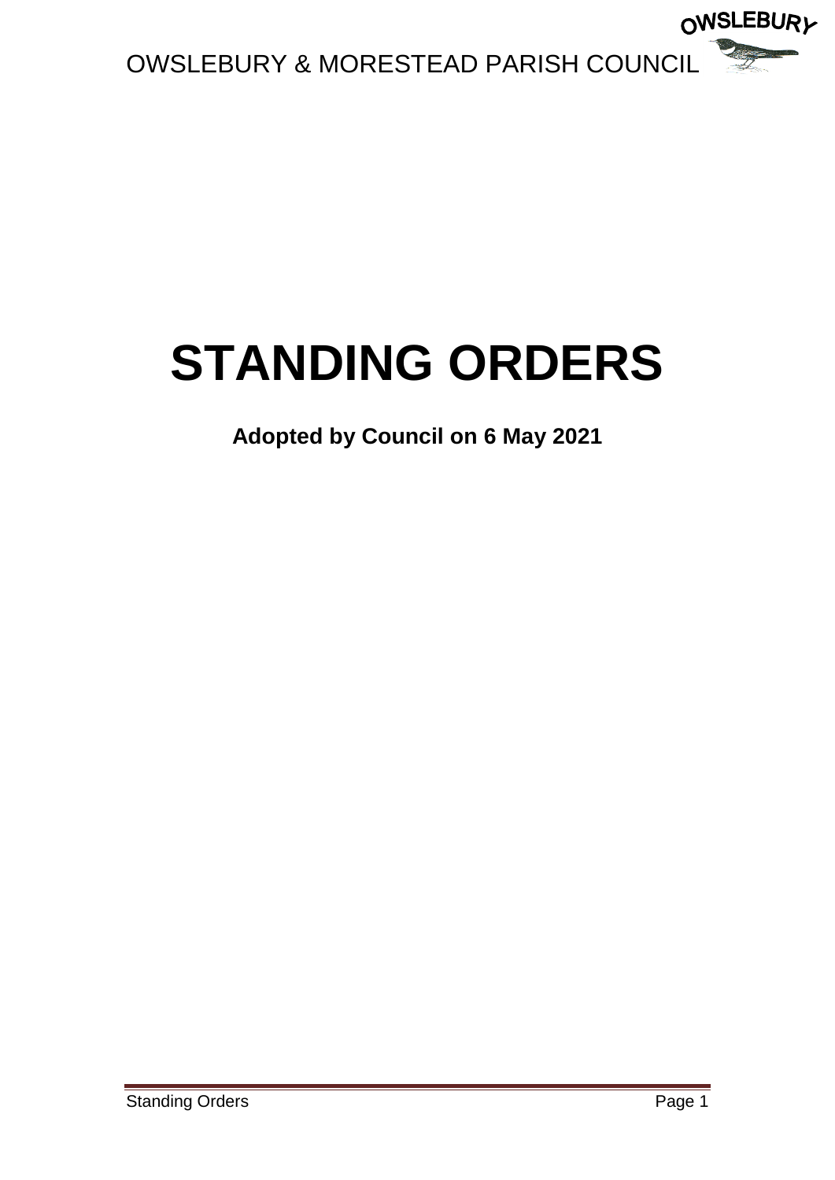# STANDING ORDERS

**Adopted by Council on 6 May 2021**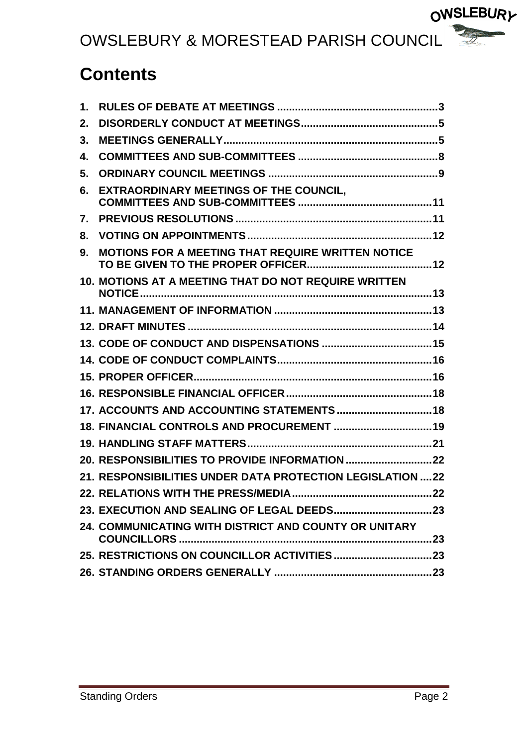# Contents

1. RULES OF DEBATE AT MEETINGS ...................................................... 3
2. DISORDERLY CONDUCT AT MEETINGS ............................................. 5
3. MEETINGS GENERALLY ........................................................................ 5
4. COMMITTEES AND SUB-COMMITTEES ............................................... 8
5. ORDINARY COUNCIL MEETINGS ......................................................... 9
6. EXTRAORDINARY MEETINGS OF THE COUNCIL, COMMITTEES AND SUB-COMMITTEES ............................................ 11
7. PREVIOUS RESOLUTIONS .................................................................. 11
8. VOTING ON APPOINTMENTS ............................................................. 12
9. MOTIONS FOR A MEETING THAT REQUIRE WRITTEN NOTICE TO BE GIVEN TO THE PROPER OFFICER .......................................... 12
10. MOTIONS AT A MEETING THAT DO NOT REQUIRE WRITTEN NOTICE ................................................................................................ 13
11. MANAGEMENT OF INFORMATION ..................................................... 13
12. DRAFT MINUTES ................................................................................. 14
13. CODE OF CONDUCT AND DISPENSATIONS ..................................... 15
14. CODE OF CONDUCT COMPLAINTS .................................................... 16
15. PROPER OFFICER ............................................................................... 16
16. RESPONSIBLE FINANCIAL OFFICER ................................................. 18
17. ACCOUNTS AND ACCOUNTING STATEMENTS ................................ 18
18. FINANCIAL CONTROLS AND PROCUREMENT ................................. 19
19. HANDLING STAFF MATTERS .............................................................. 21
20. RESPONSIBILITIES TO PROVIDE INFORMATION ............................ 22
21. RESPONSIBILITIES UNDER DATA PROTECTION LEGISLATION .... 22
22. RELATIONS WITH THE PRESS/MEDIA ............................................... 22
23. EXECUTION AND SEALING OF LEGAL DEEDS ................................. 23
24. COMMUNICATING WITH DISTRICT AND COUNTY OR UNITARY COUNCILLORS ..................................................................................... 23
25. RESTRICTIONS ON COUNCILLOR ACTIVITIES ................................. 23
26. STANDING ORDERS GENERALLY ..................................................... 23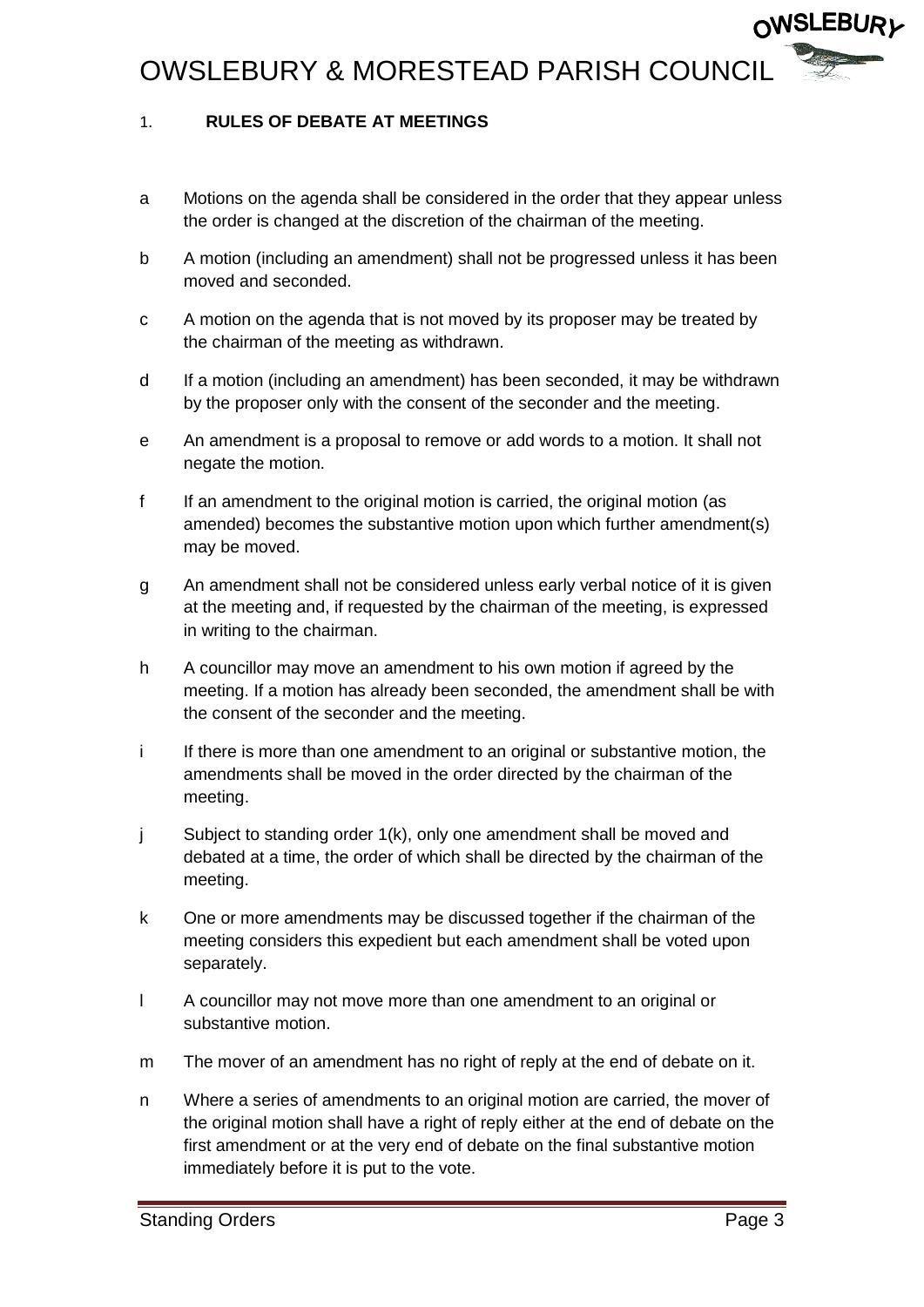## 1. RULES OF DEBATE AT MEETINGS

a Motions on the agenda shall be considered in the order that they appear unless the order is changed at the discretion of the chairman of the meeting.

b A motion (including an amendment) shall not be progressed unless it has been moved and seconded.

c A motion on the agenda that is not moved by its proposer may be treated by the chairman of the meeting as withdrawn.

d If a motion (including an amendment) has been seconded, it may be withdrawn by the proposer only with the consent of the seconder and the meeting.

e An amendment is a proposal to remove or add words to a motion. It shall not negate the motion.

f If an amendment to the original motion is carried, the original motion (as amended) becomes the substantive motion upon which further amendment(s) may be moved.

g An amendment shall not be considered unless early verbal notice of it is given at the meeting and, if requested by the chairman of the meeting, is expressed in writing to the chairman.

h A councillor may move an amendment to his own motion if agreed by the meeting. If a motion has already been seconded, the amendment shall be with the consent of the seconder and the meeting.

i If there is more than one amendment to an original or substantive motion, the amendments shall be moved in the order directed by the chairman of the meeting.

j Subject to standing order 1(k), only one amendment shall be moved and debated at a time, the order of which shall be directed by the chairman of the meeting.

k One or more amendments may be discussed together if the chairman of the meeting considers this expedient but each amendment shall be voted upon separately.

l A councillor may not move more than one amendment to an original or substantive motion.

m The mover of an amendment has no right of reply at the end of debate on it.

n Where a series of amendments to an original motion are carried, the mover of the original motion shall have a right of reply either at the end of debate on the first amendment or at the very end of debate on the final substantive motion immediately before it is put to the vote.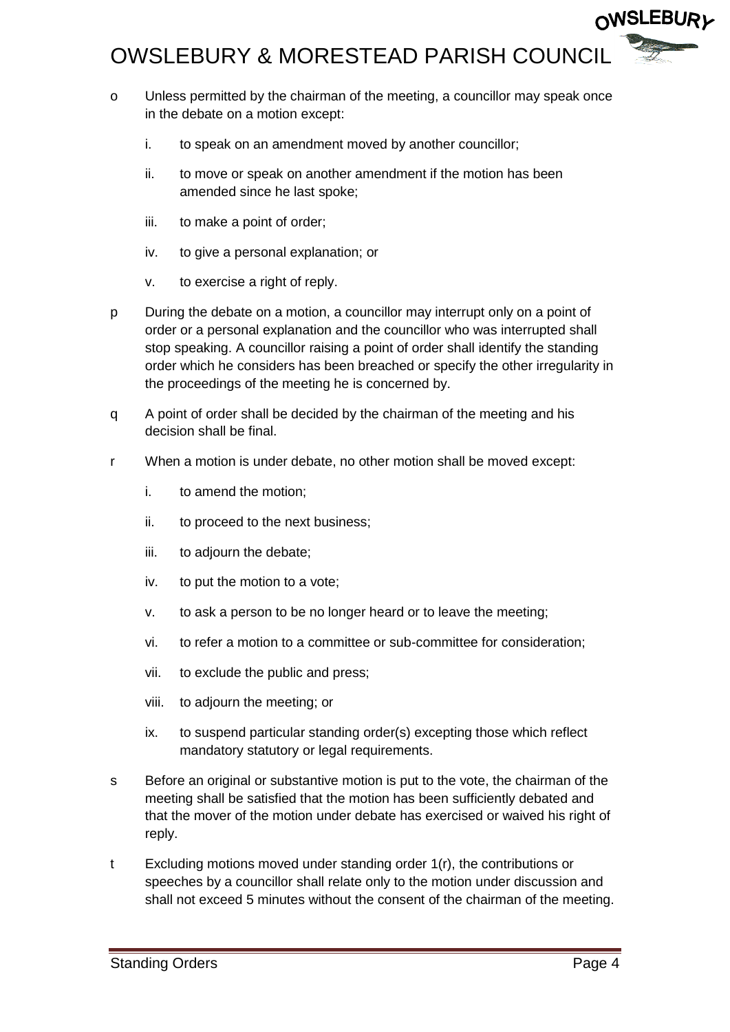- o Unless permitted by the chairman of the meeting, a councillor may speak once in the debate on a motion except:
  - i. to speak on an amendment moved by another councillor;
  - ii. to move or speak on another amendment if the motion has been amended since he last spoke;
  - iii. to make a point of order;
  - iv. to give a personal explanation; or
  - v. to exercise a right of reply.
- p During the debate on a motion, a councillor may interrupt only on a point of order or a personal explanation and the councillor who was interrupted shall stop speaking. A councillor raising a point of order shall identify the standing order which he considers has been breached or specify the other irregularity in the proceedings of the meeting he is concerned by.
- q A point of order shall be decided by the chairman of the meeting and his decision shall be final.
- r When a motion is under debate, no other motion shall be moved except:
  - i. to amend the motion;
  - ii. to proceed to the next business;
  - iii. to adjourn the debate;
  - iv. to put the motion to a vote;
  - v. to ask a person to be no longer heard or to leave the meeting;
  - vi. to refer a motion to a committee or sub-committee for consideration;
  - vii. to exclude the public and press;
  - viii. to adjourn the meeting; or
  - ix. to suspend particular standing order(s) excepting those which reflect mandatory statutory or legal requirements.
- s Before an original or substantive motion is put to the vote, the chairman of the meeting shall be satisfied that the motion has been sufficiently debated and that the mover of the motion under debate has exercised or waived his right of reply.
- t Excluding motions moved under standing order 1(r), the contributions or speeches by a councillor shall relate only to the motion under discussion and shall not exceed 5 minutes without the consent of the chairman of the meeting.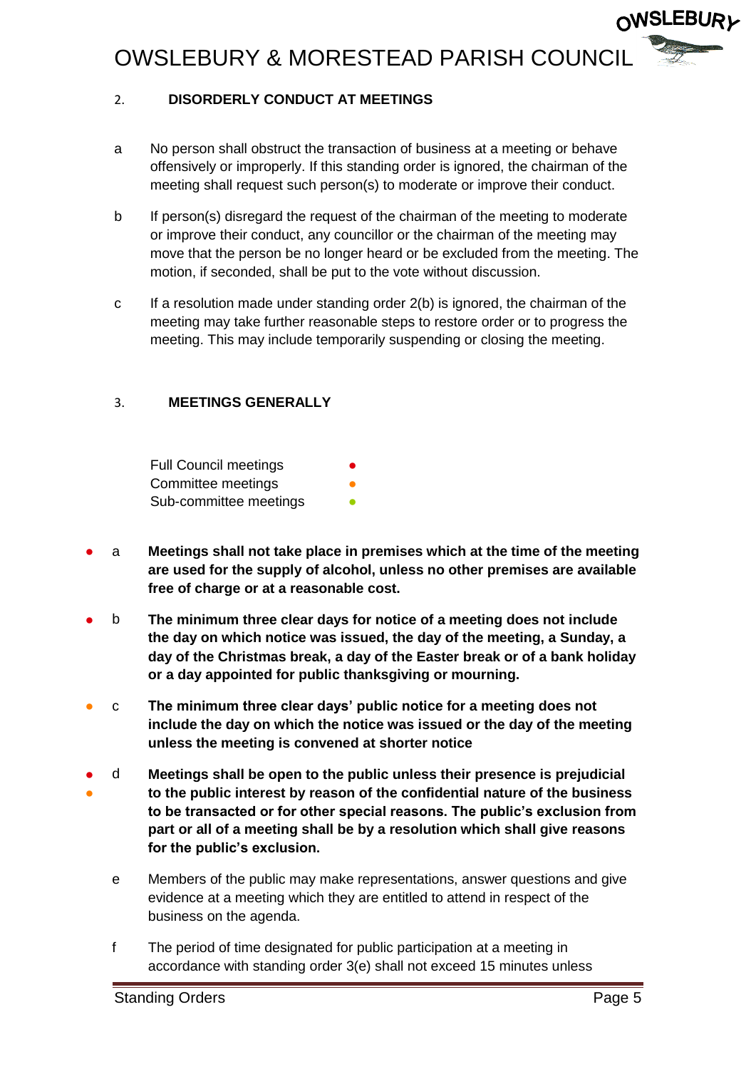## 2. DISORDERLY CONDUCT AT MEETINGS

a No person shall obstruct the transaction of business at a meeting or behave offensively or improperly. If this standing order is ignored, the chairman of the meeting shall request such person(s) to moderate or improve their conduct.

b If person(s) disregard the request of the chairman of the meeting to moderate or improve their conduct, any councillor or the chairman of the meeting may move that the person be no longer heard or be excluded from the meeting. The motion, if seconded, shall be put to the vote without discussion.

c If a resolution made under standing order 2(b) is ignored, the chairman of the meeting may take further reasonable steps to restore order or to progress the meeting. This may include temporarily suspending or closing the meeting.

## 3. MEETINGS GENERALLY

Full Council meetings ●
Committee meetings ●
Sub-committee meetings ●

● a **Meetings shall not take place in premises which at the time of the meeting are used for the supply of alcohol, unless no other premises are available free of charge or at a reasonable cost.**

● b **The minimum three clear days for notice of a meeting does not include the day on which notice was issued, the day of the meeting, a Sunday, a day of the Christmas break, a day of the Easter break or of a bank holiday or a day appointed for public thanksgiving or mourning.**

● c **The minimum three clear days' public notice for a meeting does not include the day on which the notice was issued or the day of the meeting unless the meeting is convened at shorter notice**

● ● d **Meetings shall be open to the public unless their presence is prejudicial to the public interest by reason of the confidential nature of the business to be transacted or for other special reasons. The public's exclusion from part or all of a meeting shall be by a resolution which shall give reasons for the public's exclusion.**

e Members of the public may make representations, answer questions and give evidence at a meeting which they are entitled to attend in respect of the business on the agenda.

f The period of time designated for public participation at a meeting in accordance with standing order 3(e) shall not exceed 15 minutes unless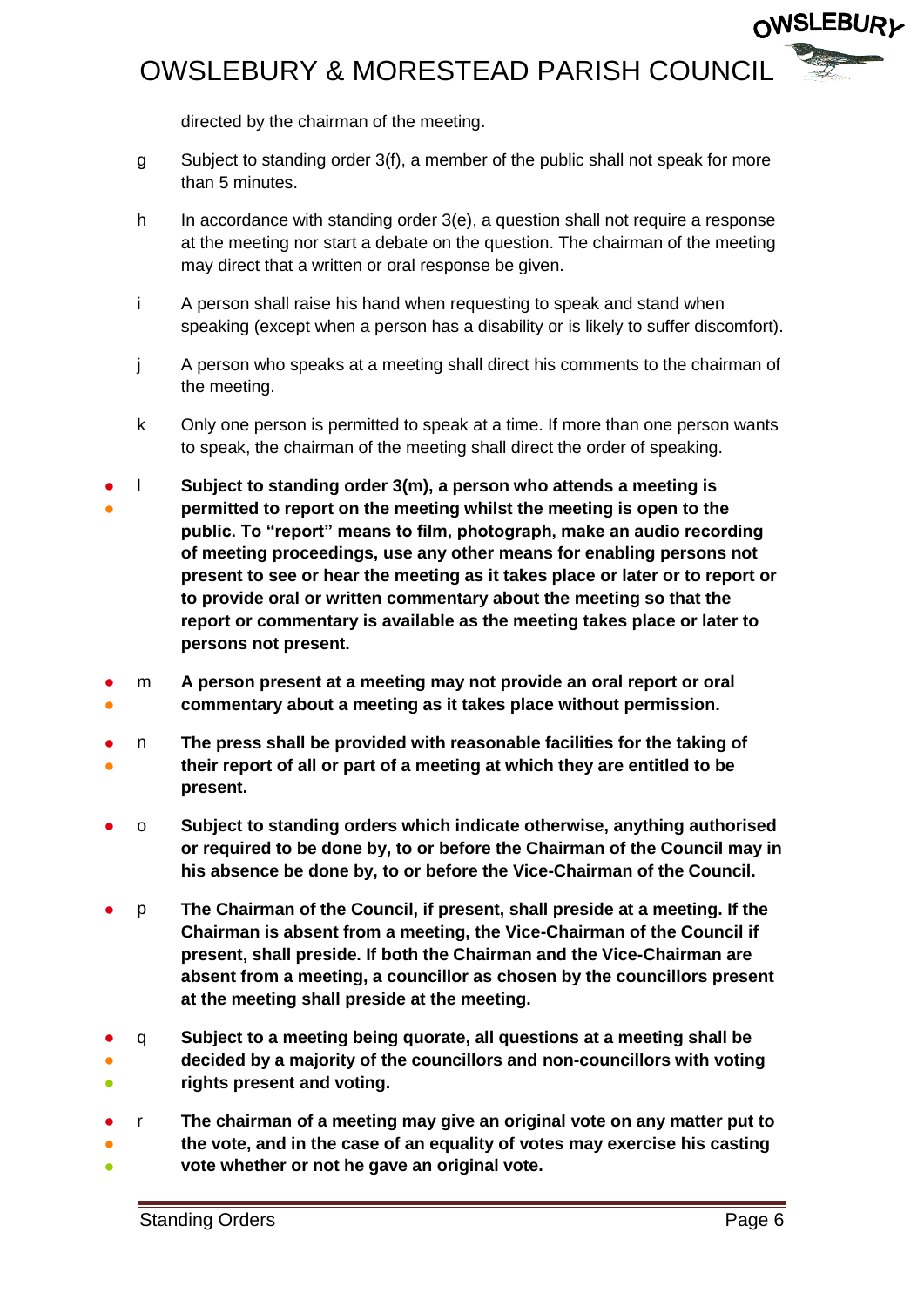directed by the chairman of the meeting.

g Subject to standing order 3(f), a member of the public shall not speak for more than 5 minutes.

h In accordance with standing order 3(e), a question shall not require a response at the meeting nor start a debate on the question. The chairman of the meeting may direct that a written or oral response be given.

i A person shall raise his hand when requesting to speak and stand when speaking (except when a person has a disability or is likely to suffer discomfort).

j A person who speaks at a meeting shall direct his comments to the chairman of the meeting.

k Only one person is permitted to speak at a time. If more than one person wants to speak, the chairman of the meeting shall direct the order of speaking.

● ● l **Subject to standing order 3(m), a person who attends a meeting is permitted to report on the meeting whilst the meeting is open to the public. To "report" means to film, photograph, make an audio recording of meeting proceedings, use any other means for enabling persons not present to see or hear the meeting as it takes place or later or to report or to provide oral or written commentary about the meeting so that the report or commentary is available as the meeting takes place or later to persons not present.**

● ● m **A person present at a meeting may not provide an oral report or oral commentary about a meeting as it takes place without permission.**

● ● n **The press shall be provided with reasonable facilities for the taking of their report of all or part of a meeting at which they are entitled to be present.**

● o **Subject to standing orders which indicate otherwise, anything authorised or required to be done by, to or before the Chairman of the Council may in his absence be done by, to or before the Vice-Chairman of the Council.**

● p **The Chairman of the Council, if present, shall preside at a meeting. If the Chairman is absent from a meeting, the Vice-Chairman of the Council if present, shall preside. If both the Chairman and the Vice-Chairman are absent from a meeting, a councillor as chosen by the councillors present at the meeting shall preside at the meeting.**

● ● ● q **Subject to a meeting being quorate, all questions at a meeting shall be decided by a majority of the councillors and non-councillors with voting rights present and voting.**

● ● ● r **The chairman of a meeting may give an original vote on any matter put to the vote, and in the case of an equality of votes may exercise his casting vote whether or not he gave an original vote.**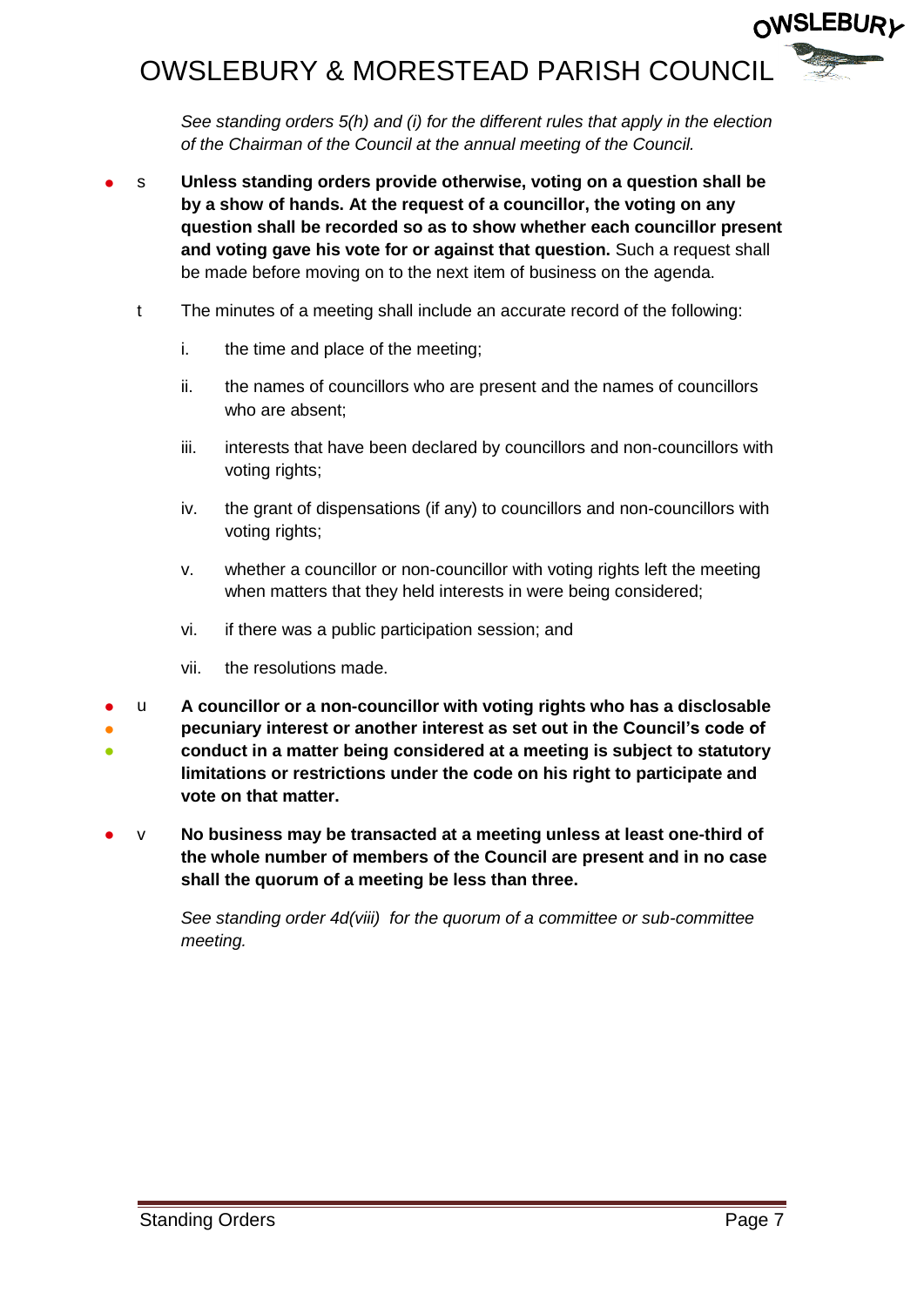*See standing orders 5(h) and (i) for the different rules that apply in the election of the Chairman of the Council at the annual meeting of the Council.*

● s **Unless standing orders provide otherwise, voting on a question shall be by a show of hands. At the request of a councillor, the voting on any question shall be recorded so as to show whether each councillor present and voting gave his vote for or against that question.** Such a request shall be made before moving on to the next item of business on the agenda.

t The minutes of a meeting shall include an accurate record of the following:

i. the time and place of the meeting;

ii. the names of councillors who are present and the names of councillors who are absent;

iii. interests that have been declared by councillors and non-councillors with voting rights;

iv. the grant of dispensations (if any) to councillors and non-councillors with voting rights;

v. whether a councillor or non-councillor with voting rights left the meeting when matters that they held interests in were being considered;

vi. if there was a public participation session; and

vii. the resolutions made.

● ● ● u **A councillor or a non-councillor with voting rights who has a disclosable pecuniary interest or another interest as set out in the Council's code of conduct in a matter being considered at a meeting is subject to statutory limitations or restrictions under the code on his right to participate and vote on that matter.**

● v **No business may be transacted at a meeting unless at least one-third of the whole number of members of the Council are present and in no case shall the quorum of a meeting be less than three.**

*See standing order 4d(viii) for the quorum of a committee or sub-committee meeting.*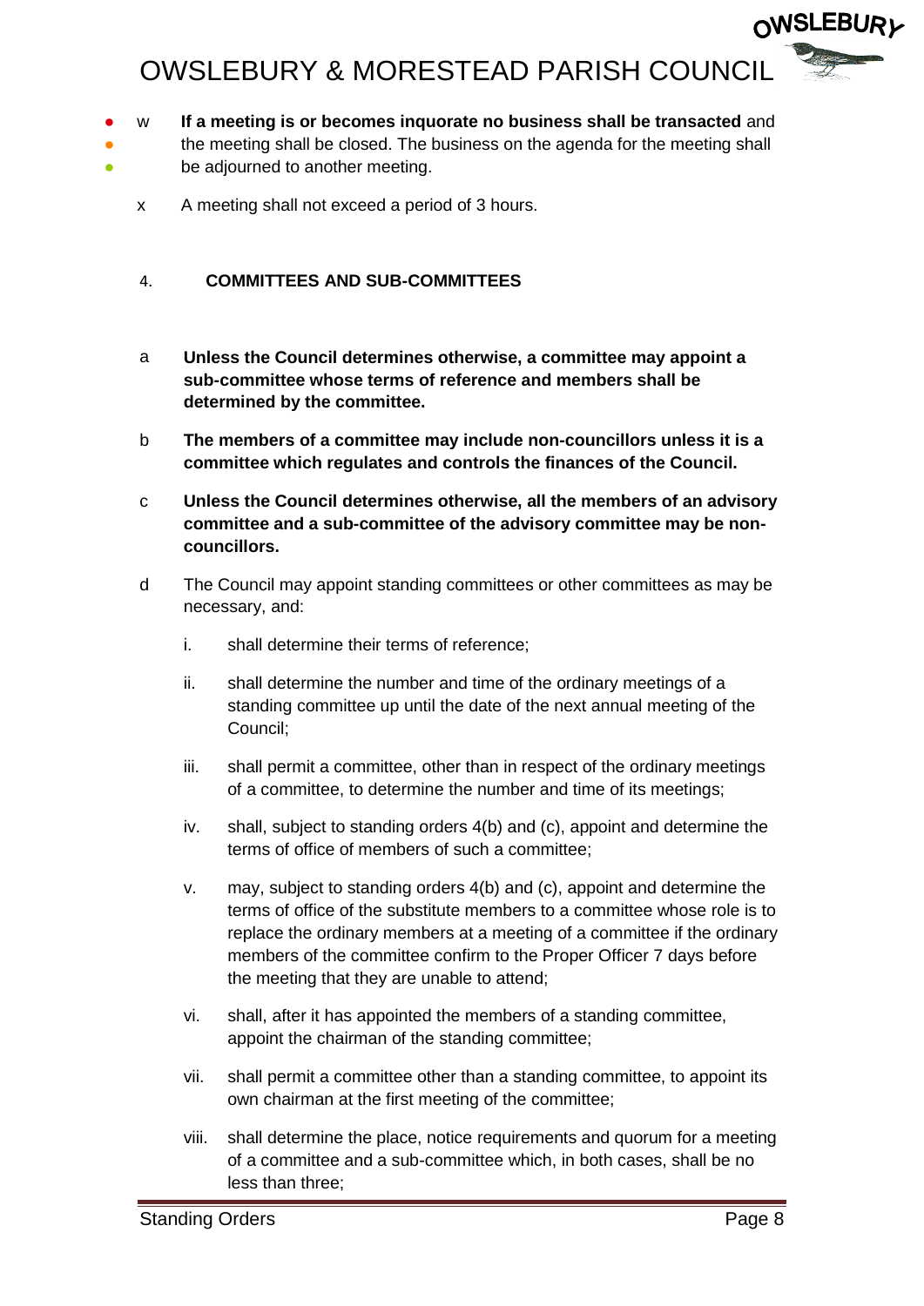w **If a meeting is or becomes inquorate no business shall be transacted** and the meeting shall be closed. The business on the agenda for the meeting shall be adjourned to another meeting.

x A meeting shall not exceed a period of 3 hours.

## 4. COMMITTEES AND SUB-COMMITTEES

a **Unless the Council determines otherwise, a committee may appoint a sub-committee whose terms of reference and members shall be determined by the committee.**

b **The members of a committee may include non-councillors unless it is a committee which regulates and controls the finances of the Council.**

c **Unless the Council determines otherwise, all the members of an advisory committee and a sub-committee of the advisory committee may be non-councillors.**

d The Council may appoint standing committees or other committees as may be necessary, and:

i. shall determine their terms of reference;

ii. shall determine the number and time of the ordinary meetings of a standing committee up until the date of the next annual meeting of the Council;

iii. shall permit a committee, other than in respect of the ordinary meetings of a committee, to determine the number and time of its meetings;

iv. shall, subject to standing orders 4(b) and (c), appoint and determine the terms of office of members of such a committee;

v. may, subject to standing orders 4(b) and (c), appoint and determine the terms of office of the substitute members to a committee whose role is to replace the ordinary members at a meeting of a committee if the ordinary members of the committee confirm to the Proper Officer 7 days before the meeting that they are unable to attend;

vi. shall, after it has appointed the members of a standing committee, appoint the chairman of the standing committee;

vii. shall permit a committee other than a standing committee, to appoint its own chairman at the first meeting of the committee;

viii. shall determine the place, notice requirements and quorum for a meeting of a committee and a sub-committee which, in both cases, shall be no less than three;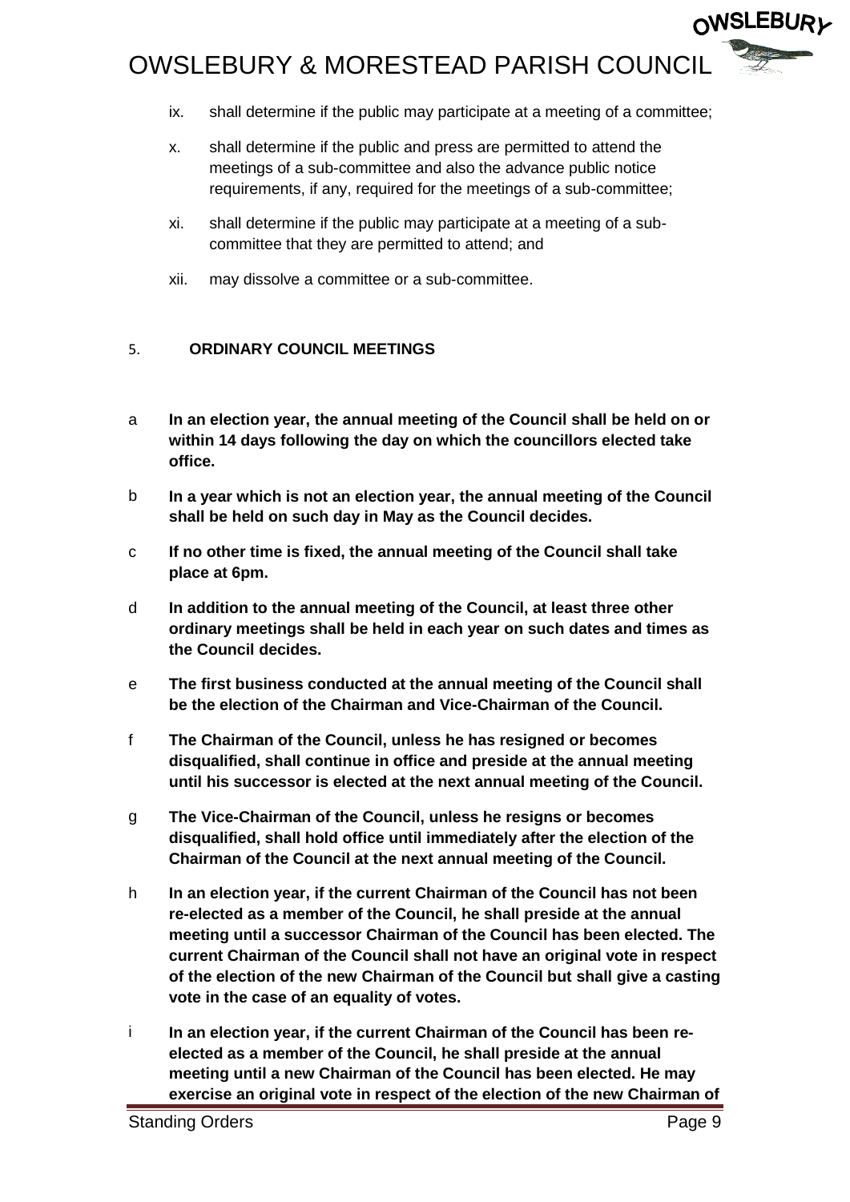ix. shall determine if the public may participate at a meeting of a committee;

x. shall determine if the public and press are permitted to attend the meetings of a sub-committee and also the advance public notice requirements, if any, required for the meetings of a sub-committee;

xi. shall determine if the public may participate at a meeting of a sub-committee that they are permitted to attend; and

xii. may dissolve a committee or a sub-committee.

## 5. ORDINARY COUNCIL MEETINGS

a **In an election year, the annual meeting of the Council shall be held on or within 14 days following the day on which the councillors elected take office.**

b **In a year which is not an election year, the annual meeting of the Council shall be held on such day in May as the Council decides.**

c **If no other time is fixed, the annual meeting of the Council shall take place at 6pm.**

d **In addition to the annual meeting of the Council, at least three other ordinary meetings shall be held in each year on such dates and times as the Council decides.**

e **The first business conducted at the annual meeting of the Council shall be the election of the Chairman and Vice-Chairman of the Council.**

f **The Chairman of the Council, unless he has resigned or becomes disqualified, shall continue in office and preside at the annual meeting until his successor is elected at the next annual meeting of the Council.**

g **The Vice-Chairman of the Council, unless he resigns or becomes disqualified, shall hold office until immediately after the election of the Chairman of the Council at the next annual meeting of the Council.**

h **In an election year, if the current Chairman of the Council has not been re-elected as a member of the Council, he shall preside at the annual meeting until a successor Chairman of the Council has been elected. The current Chairman of the Council shall not have an original vote in respect of the election of the new Chairman of the Council but shall give a casting vote in the case of an equality of votes.**

i **In an election year, if the current Chairman of the Council has been re-elected as a member of the Council, he shall preside at the annual meeting until a new Chairman of the Council has been elected. He may exercise an original vote in respect of the election of the new Chairman of**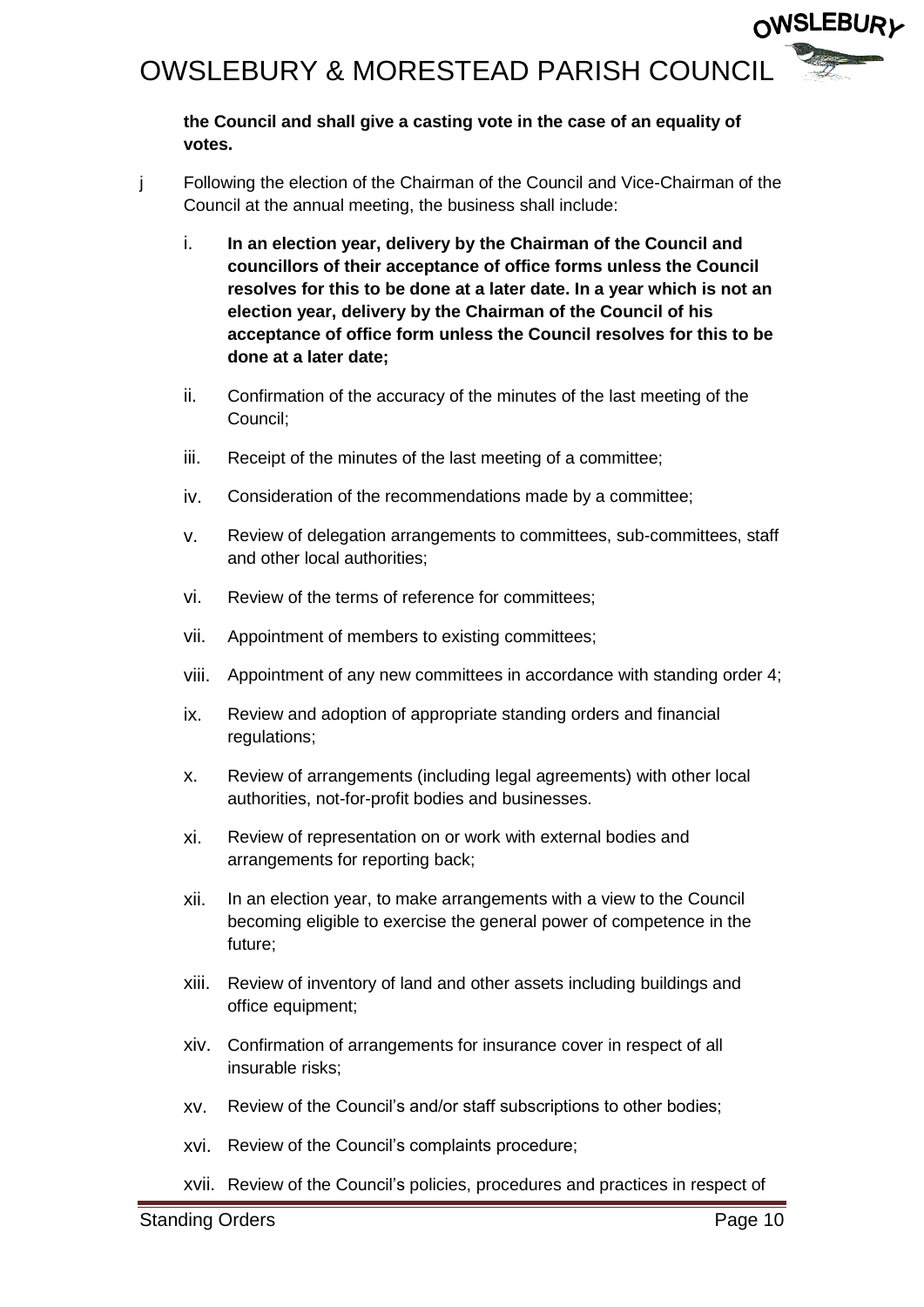**the Council and shall give a casting vote in the case of an equality of votes.**

j Following the election of the Chairman of the Council and Vice-Chairman of the Council at the annual meeting, the business shall include:

i. **In an election year, delivery by the Chairman of the Council and councillors of their acceptance of office forms unless the Council resolves for this to be done at a later date. In a year which is not an election year, delivery by the Chairman of the Council of his acceptance of office form unless the Council resolves for this to be done at a later date;**

ii. Confirmation of the accuracy of the minutes of the last meeting of the Council;

iii. Receipt of the minutes of the last meeting of a committee;

iv. Consideration of the recommendations made by a committee;

v. Review of delegation arrangements to committees, sub-committees, staff and other local authorities;

vi. Review of the terms of reference for committees;

vii. Appointment of members to existing committees;

viii. Appointment of any new committees in accordance with standing order 4;

ix. Review and adoption of appropriate standing orders and financial regulations;

x. Review of arrangements (including legal agreements) with other local authorities, not-for-profit bodies and businesses.

xi. Review of representation on or work with external bodies and arrangements for reporting back;

xii. In an election year, to make arrangements with a view to the Council becoming eligible to exercise the general power of competence in the future;

xiii. Review of inventory of land and other assets including buildings and office equipment;

xiv. Confirmation of arrangements for insurance cover in respect of all insurable risks;

xv. Review of the Council's and/or staff subscriptions to other bodies;

xvi. Review of the Council's complaints procedure;

xvii. Review of the Council's policies, procedures and practices in respect of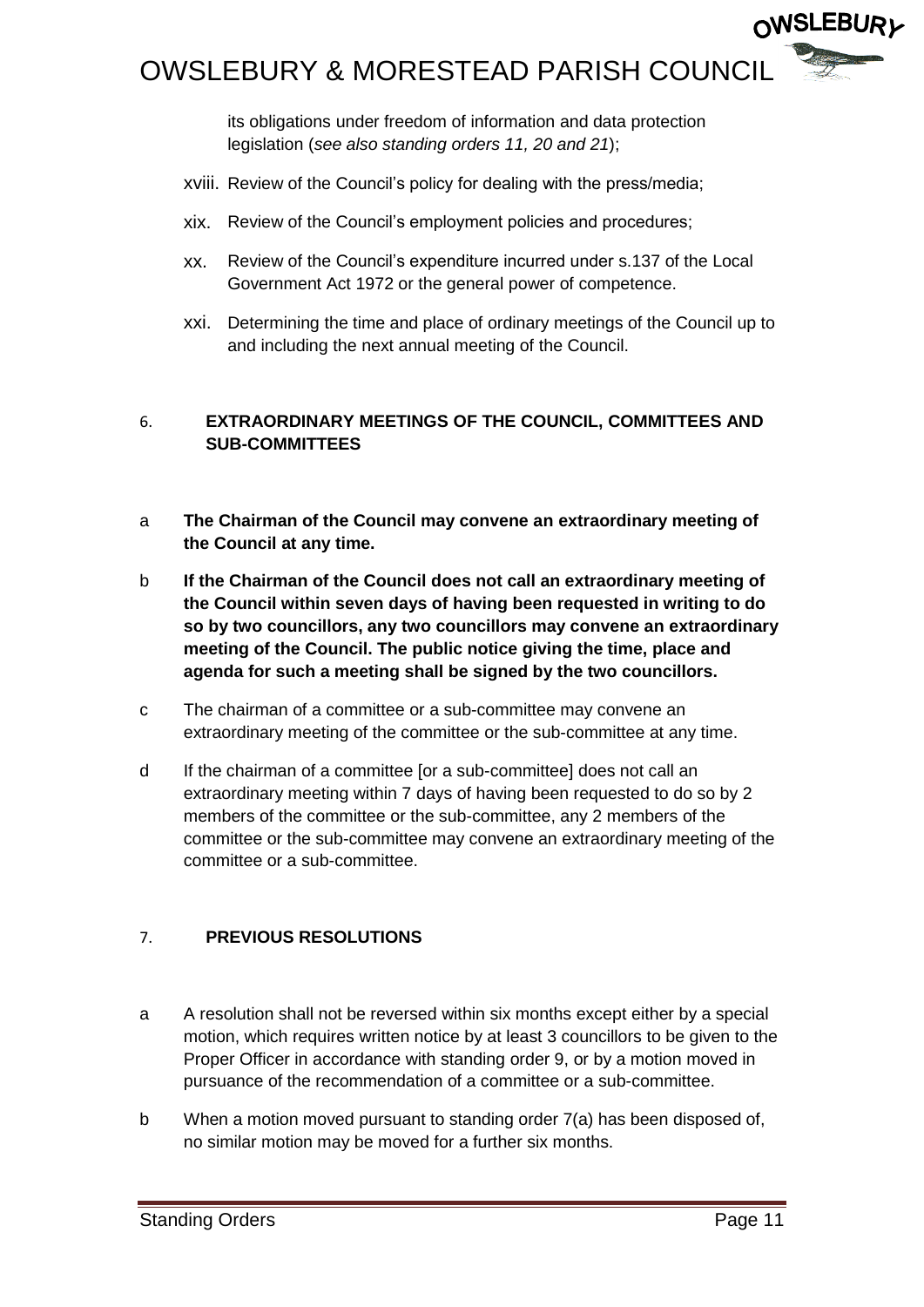its obligations under freedom of information and data protection legislation (*see also standing orders 11, 20 and 21*);

xviii. Review of the Council's policy for dealing with the press/media;

xix. Review of the Council's employment policies and procedures;

xx. Review of the Council's expenditure incurred under s.137 of the Local Government Act 1972 or the general power of competence.

xxi. Determining the time and place of ordinary meetings of the Council up to and including the next annual meeting of the Council.

## 6. EXTRAORDINARY MEETINGS OF THE COUNCIL, COMMITTEES AND SUB-COMMITTEES

a **The Chairman of the Council may convene an extraordinary meeting of the Council at any time.**

b **If the Chairman of the Council does not call an extraordinary meeting of the Council within seven days of having been requested in writing to do so by two councillors, any two councillors may convene an extraordinary meeting of the Council. The public notice giving the time, place and agenda for such a meeting shall be signed by the two councillors.**

c The chairman of a committee or a sub-committee may convene an extraordinary meeting of the committee or the sub-committee at any time.

d If the chairman of a committee [or a sub-committee] does not call an extraordinary meeting within 7 days of having been requested to do so by 2 members of the committee or the sub-committee, any 2 members of the committee or the sub-committee may convene an extraordinary meeting of the committee or a sub-committee.

## 7. PREVIOUS RESOLUTIONS

a A resolution shall not be reversed within six months except either by a special motion, which requires written notice by at least 3 councillors to be given to the Proper Officer in accordance with standing order 9, or by a motion moved in pursuance of the recommendation of a committee or a sub-committee.

b When a motion moved pursuant to standing order 7(a) has been disposed of, no similar motion may be moved for a further six months.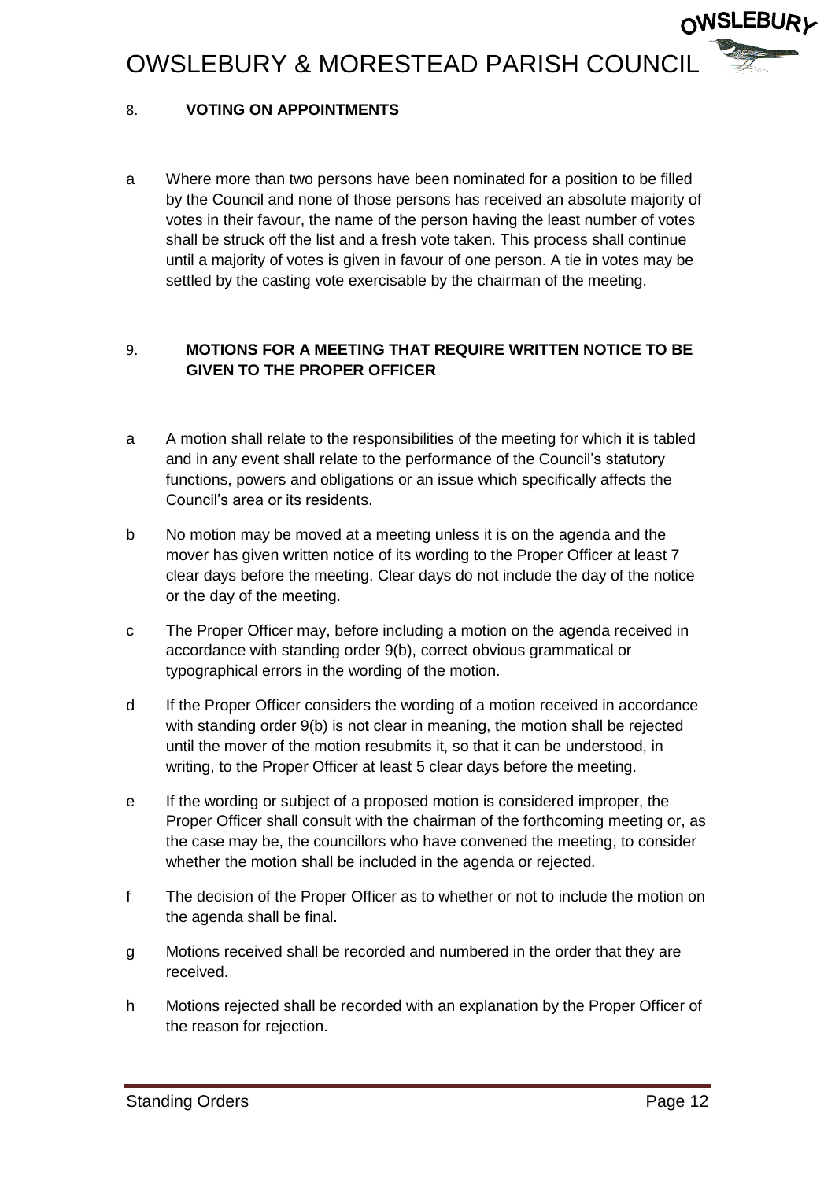## 8. VOTING ON APPOINTMENTS

a Where more than two persons have been nominated for a position to be filled by the Council and none of those persons has received an absolute majority of votes in their favour, the name of the person having the least number of votes shall be struck off the list and a fresh vote taken. This process shall continue until a majority of votes is given in favour of one person. A tie in votes may be settled by the casting vote exercisable by the chairman of the meeting.

## 9. MOTIONS FOR A MEETING THAT REQUIRE WRITTEN NOTICE TO BE GIVEN TO THE PROPER OFFICER

a A motion shall relate to the responsibilities of the meeting for which it is tabled and in any event shall relate to the performance of the Council's statutory functions, powers and obligations or an issue which specifically affects the Council's area or its residents.

b No motion may be moved at a meeting unless it is on the agenda and the mover has given written notice of its wording to the Proper Officer at least 7 clear days before the meeting. Clear days do not include the day of the notice or the day of the meeting.

c The Proper Officer may, before including a motion on the agenda received in accordance with standing order 9(b), correct obvious grammatical or typographical errors in the wording of the motion.

d If the Proper Officer considers the wording of a motion received in accordance with standing order 9(b) is not clear in meaning, the motion shall be rejected until the mover of the motion resubmits it, so that it can be understood, in writing, to the Proper Officer at least 5 clear days before the meeting.

e If the wording or subject of a proposed motion is considered improper, the Proper Officer shall consult with the chairman of the forthcoming meeting or, as the case may be, the councillors who have convened the meeting, to consider whether the motion shall be included in the agenda or rejected.

f The decision of the Proper Officer as to whether or not to include the motion on the agenda shall be final.

g Motions received shall be recorded and numbered in the order that they are received.

h Motions rejected shall be recorded with an explanation by the Proper Officer of the reason for rejection.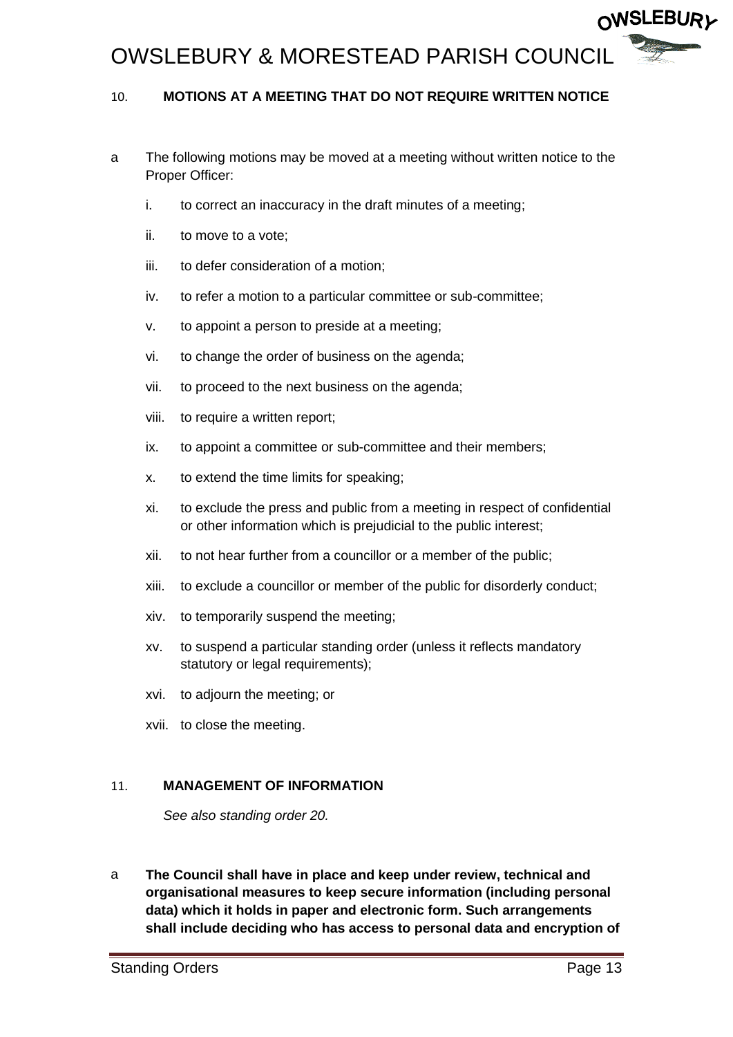## 10. MOTIONS AT A MEETING THAT DO NOT REQUIRE WRITTEN NOTICE

a The following motions may be moved at a meeting without written notice to the Proper Officer:

i. to correct an inaccuracy in the draft minutes of a meeting;

ii. to move to a vote;

iii. to defer consideration of a motion;

iv. to refer a motion to a particular committee or sub-committee;

v. to appoint a person to preside at a meeting;

vi. to change the order of business on the agenda;

vii. to proceed to the next business on the agenda;

viii. to require a written report;

ix. to appoint a committee or sub-committee and their members;

x. to extend the time limits for speaking;

xi. to exclude the press and public from a meeting in respect of confidential or other information which is prejudicial to the public interest;

xii. to not hear further from a councillor or a member of the public;

xiii. to exclude a councillor or member of the public for disorderly conduct;

xiv. to temporarily suspend the meeting;

xv. to suspend a particular standing order (unless it reflects mandatory statutory or legal requirements);

xvi. to adjourn the meeting; or

xvii. to close the meeting.

## 11. MANAGEMENT OF INFORMATION

*See also standing order 20.*

a **The Council shall have in place and keep under review, technical and organisational measures to keep secure information (including personal data) which it holds in paper and electronic form. Such arrangements shall include deciding who has access to personal data and encryption of**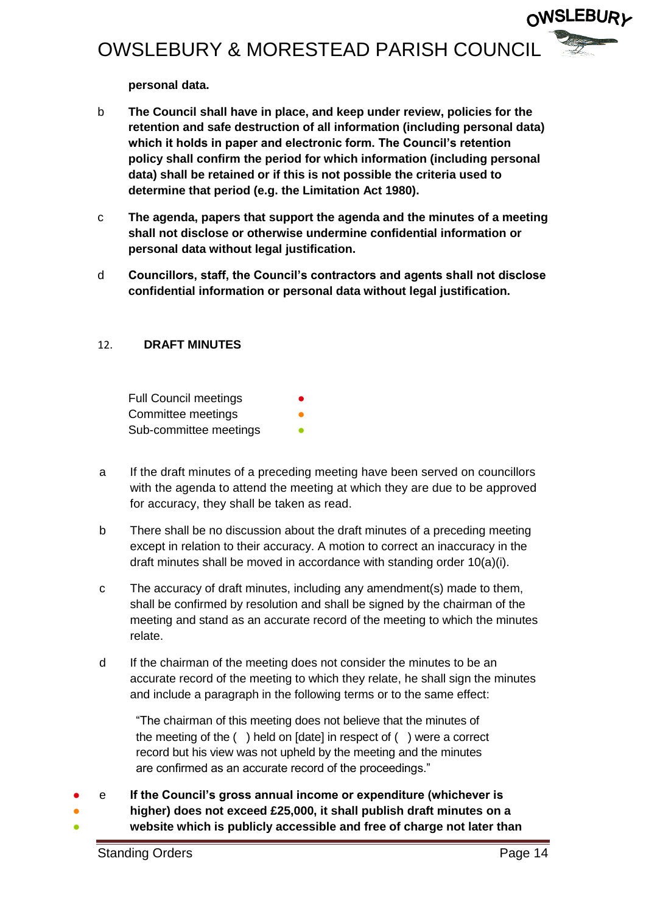**personal data.**

b **The Council shall have in place, and keep under review, policies for the retention and safe destruction of all information (including personal data) which it holds in paper and electronic form. The Council's retention policy shall confirm the period for which information (including personal data) shall be retained or if this is not possible the criteria used to determine that period (e.g. the Limitation Act 1980).**

c **The agenda, papers that support the agenda and the minutes of a meeting shall not disclose or otherwise undermine confidential information or personal data without legal justification.**

d **Councillors, staff, the Council's contractors and agents shall not disclose confidential information or personal data without legal justification.**

## 12. DRAFT MINUTES

Full Council meetings ●
Committee meetings ●
Sub-committee meetings ●

a If the draft minutes of a preceding meeting have been served on councillors with the agenda to attend the meeting at which they are due to be approved for accuracy, they shall be taken as read.

b There shall be no discussion about the draft minutes of a preceding meeting except in relation to their accuracy. A motion to correct an inaccuracy in the draft minutes shall be moved in accordance with standing order 10(a)(i).

c The accuracy of draft minutes, including any amendment(s) made to them, shall be confirmed by resolution and shall be signed by the chairman of the meeting and stand as an accurate record of the meeting to which the minutes relate.

d If the chairman of the meeting does not consider the minutes to be an accurate record of the meeting to which they relate, he shall sign the minutes and include a paragraph in the following terms or to the same effect:

> "The chairman of this meeting does not believe that the minutes of the meeting of the ( ) held on [date] in respect of ( ) were a correct record but his view was not upheld by the meeting and the minutes are confirmed as an accurate record of the proceedings."

● ● ● e **If the Council's gross annual income or expenditure (whichever is higher) does not exceed £25,000, it shall publish draft minutes on a website which is publicly accessible and free of charge not later than**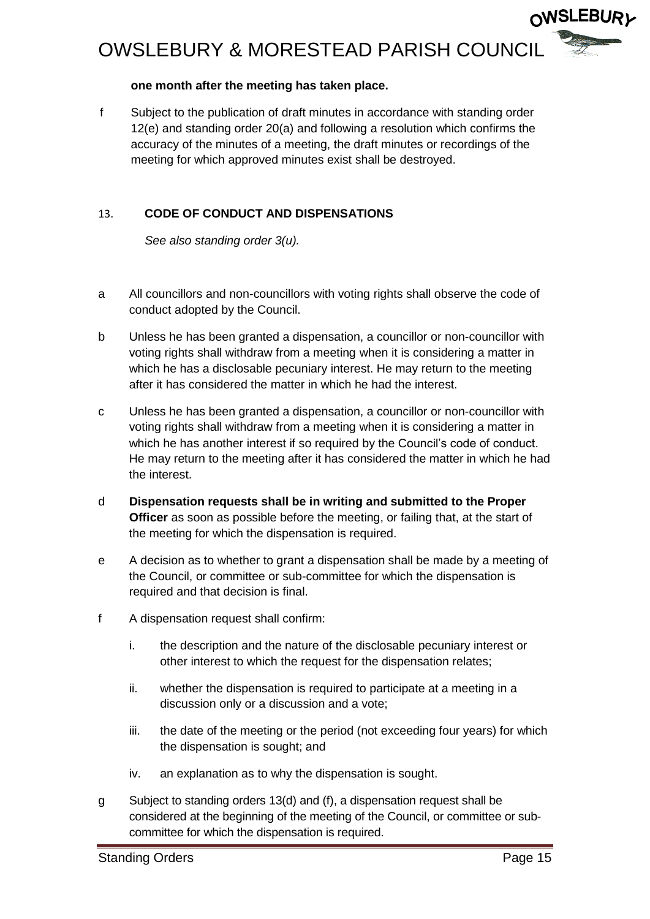**one month after the meeting has taken place.**

f Subject to the publication of draft minutes in accordance with standing order 12(e) and standing order 20(a) and following a resolution which confirms the accuracy of the minutes of a meeting, the draft minutes or recordings of the meeting for which approved minutes exist shall be destroyed.

## 13. CODE OF CONDUCT AND DISPENSATIONS

*See also standing order 3(u).*

a All councillors and non-councillors with voting rights shall observe the code of conduct adopted by the Council.

b Unless he has been granted a dispensation, a councillor or non-councillor with voting rights shall withdraw from a meeting when it is considering a matter in which he has a disclosable pecuniary interest. He may return to the meeting after it has considered the matter in which he had the interest.

c Unless he has been granted a dispensation, a councillor or non-councillor with voting rights shall withdraw from a meeting when it is considering a matter in which he has another interest if so required by the Council's code of conduct. He may return to the meeting after it has considered the matter in which he had the interest.

d **Dispensation requests shall be in writing and submitted to the Proper Officer** as soon as possible before the meeting, or failing that, at the start of the meeting for which the dispensation is required.

e A decision as to whether to grant a dispensation shall be made by a meeting of the Council, or committee or sub-committee for which the dispensation is required and that decision is final.

f A dispensation request shall confirm:

  i. the description and the nature of the disclosable pecuniary interest or other interest to which the request for the dispensation relates;

  ii. whether the dispensation is required to participate at a meeting in a discussion only or a discussion and a vote;

  iii. the date of the meeting or the period (not exceeding four years) for which the dispensation is sought; and

  iv. an explanation as to why the dispensation is sought.

g Subject to standing orders 13(d) and (f), a dispensation request shall be considered at the beginning of the meeting of the Council, or committee or sub-committee for which the dispensation is required.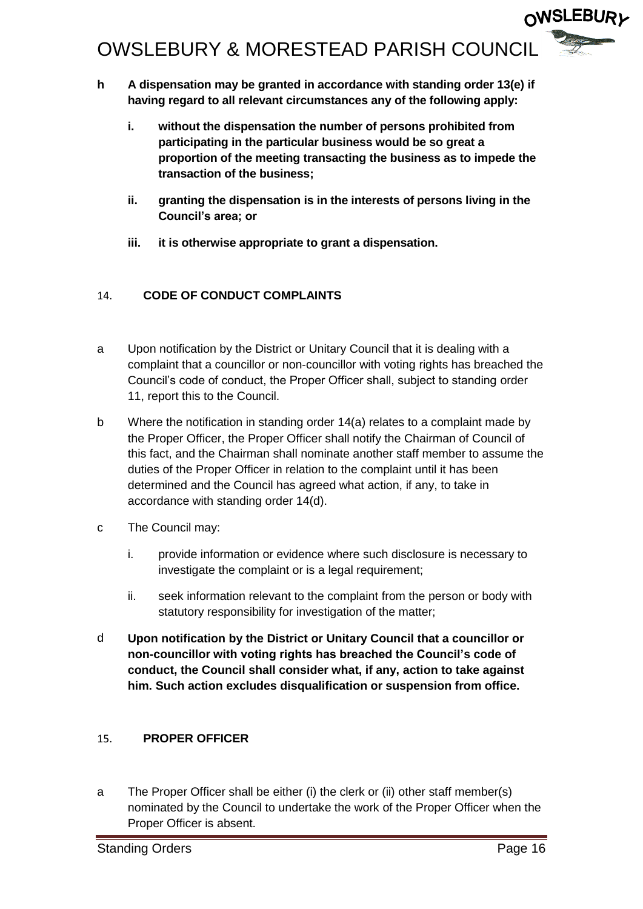**h A dispensation may be granted in accordance with standing order 13(e) if having regard to all relevant circumstances any of the following apply:**

**i. without the dispensation the number of persons prohibited from participating in the particular business would be so great a proportion of the meeting transacting the business as to impede the transaction of the business;**

**ii. granting the dispensation is in the interests of persons living in the Council's area; or**

**iii. it is otherwise appropriate to grant a dispensation.**

## 14. CODE OF CONDUCT COMPLAINTS

a Upon notification by the District or Unitary Council that it is dealing with a complaint that a councillor or non-councillor with voting rights has breached the Council's code of conduct, the Proper Officer shall, subject to standing order 11, report this to the Council.

b Where the notification in standing order 14(a) relates to a complaint made by the Proper Officer, the Proper Officer shall notify the Chairman of Council of this fact, and the Chairman shall nominate another staff member to assume the duties of the Proper Officer in relation to the complaint until it has been determined and the Council has agreed what action, if any, to take in accordance with standing order 14(d).

c The Council may:

i. provide information or evidence where such disclosure is necessary to investigate the complaint or is a legal requirement;

ii. seek information relevant to the complaint from the person or body with statutory responsibility for investigation of the matter;

d **Upon notification by the District or Unitary Council that a councillor or non-councillor with voting rights has breached the Council's code of conduct, the Council shall consider what, if any, action to take against him. Such action excludes disqualification or suspension from office.**

## 15. PROPER OFFICER

a The Proper Officer shall be either (i) the clerk or (ii) other staff member(s) nominated by the Council to undertake the work of the Proper Officer when the Proper Officer is absent.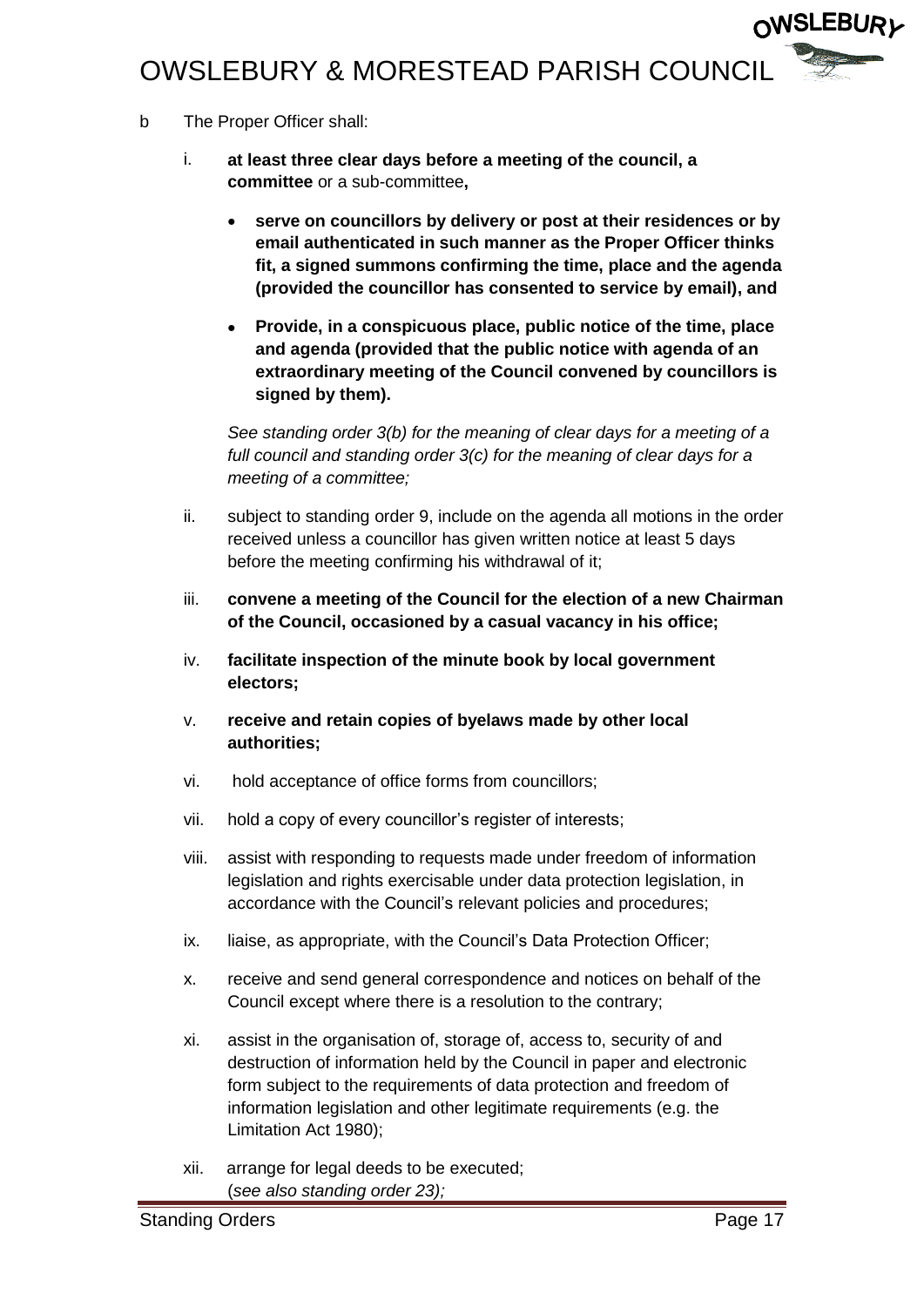b  The Proper Officer shall:

i. **at least three clear days before a meeting of the council, a committee** or a sub-committee**,**

- **serve on councillors by delivery or post at their residences or by email authenticated in such manner as the Proper Officer thinks fit, a signed summons confirming the time, place and the agenda (provided the councillor has consented to service by email), and**
- **Provide, in a conspicuous place, public notice of the time, place and agenda (provided that the public notice with agenda of an extraordinary meeting of the Council convened by councillors is signed by them).**

*See standing order 3(b) for the meaning of clear days for a meeting of a full council and standing order 3(c) for the meaning of clear days for a meeting of a committee;*

ii. subject to standing order 9, include on the agenda all motions in the order received unless a councillor has given written notice at least 5 days before the meeting confirming his withdrawal of it;

iii. **convene a meeting of the Council for the election of a new Chairman of the Council, occasioned by a casual vacancy in his office;**

iv. **facilitate inspection of the minute book by local government electors;**

v. **receive and retain copies of byelaws made by other local authorities;**

vi. hold acceptance of office forms from councillors;

vii. hold a copy of every councillor's register of interests;

viii. assist with responding to requests made under freedom of information legislation and rights exercisable under data protection legislation, in accordance with the Council's relevant policies and procedures;

ix. liaise, as appropriate, with the Council's Data Protection Officer;

x. receive and send general correspondence and notices on behalf of the Council except where there is a resolution to the contrary;

xi. assist in the organisation of, storage of, access to, security of and destruction of information held by the Council in paper and electronic form subject to the requirements of data protection and freedom of information legislation and other legitimate requirements (e.g. the Limitation Act 1980);

xii. arrange for legal deeds to be executed;
(*see also standing order 23);*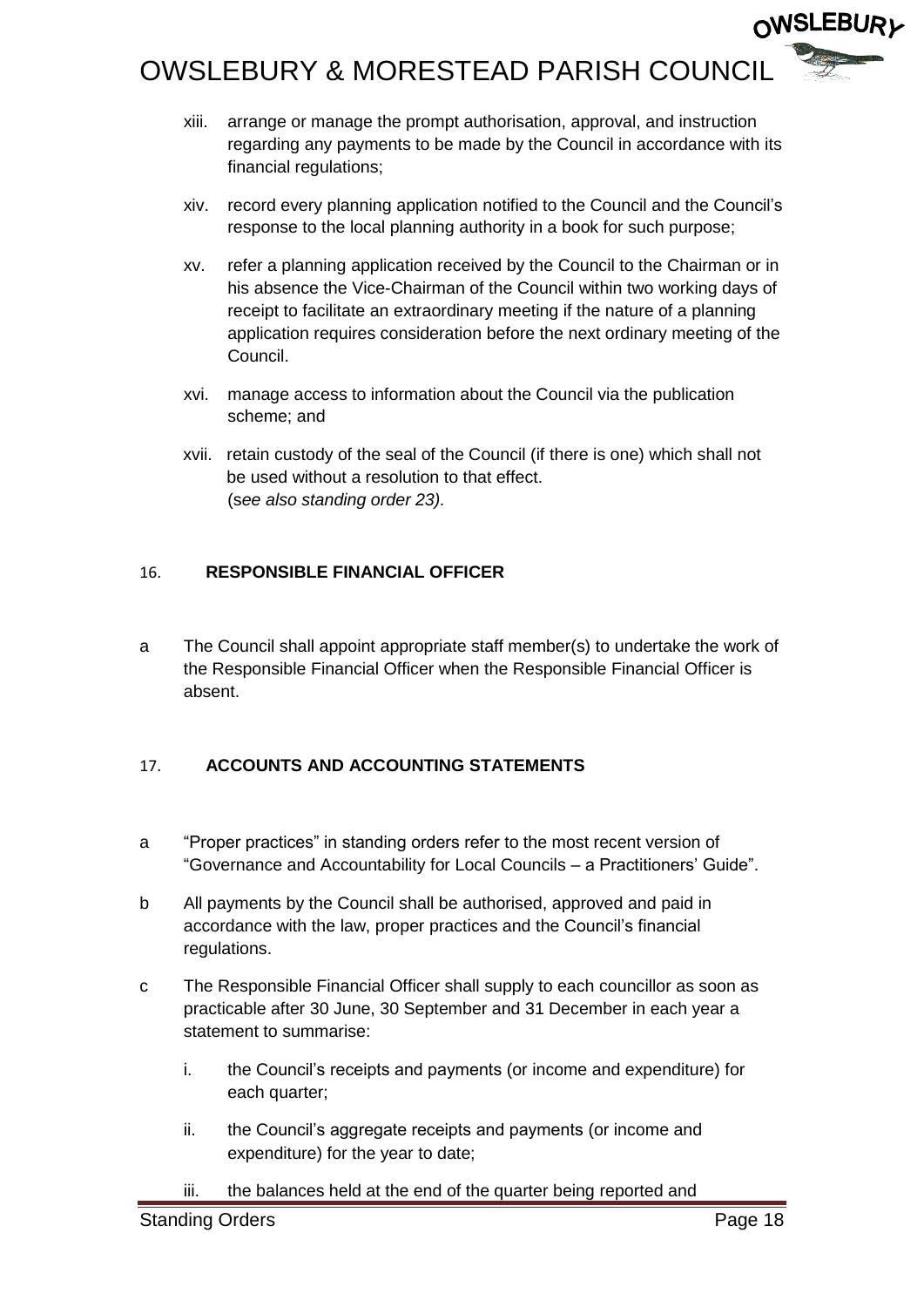xiii. arrange or manage the prompt authorisation, approval, and instruction regarding any payments to be made by the Council in accordance with its financial regulations;

xiv. record every planning application notified to the Council and the Council's response to the local planning authority in a book for such purpose;

xv. refer a planning application received by the Council to the Chairman or in his absence the Vice-Chairman of the Council within two working days of receipt to facilitate an extraordinary meeting if the nature of a planning application requires consideration before the next ordinary meeting of the Council.

xvi. manage access to information about the Council via the publication scheme; and

xvii. retain custody of the seal of the Council (if there is one) which shall not be used without a resolution to that effect.
(*see also standing order 23).*

## 16. **RESPONSIBLE FINANCIAL OFFICER**

a The Council shall appoint appropriate staff member(s) to undertake the work of the Responsible Financial Officer when the Responsible Financial Officer is absent.

## 17. **ACCOUNTS AND ACCOUNTING STATEMENTS**

a "Proper practices" in standing orders refer to the most recent version of "Governance and Accountability for Local Councils – a Practitioners' Guide".

b All payments by the Council shall be authorised, approved and paid in accordance with the law, proper practices and the Council's financial regulations.

c The Responsible Financial Officer shall supply to each councillor as soon as practicable after 30 June, 30 September and 31 December in each year a statement to summarise:

i. the Council's receipts and payments (or income and expenditure) for each quarter;

ii. the Council's aggregate receipts and payments (or income and expenditure) for the year to date;

iii. the balances held at the end of the quarter being reported and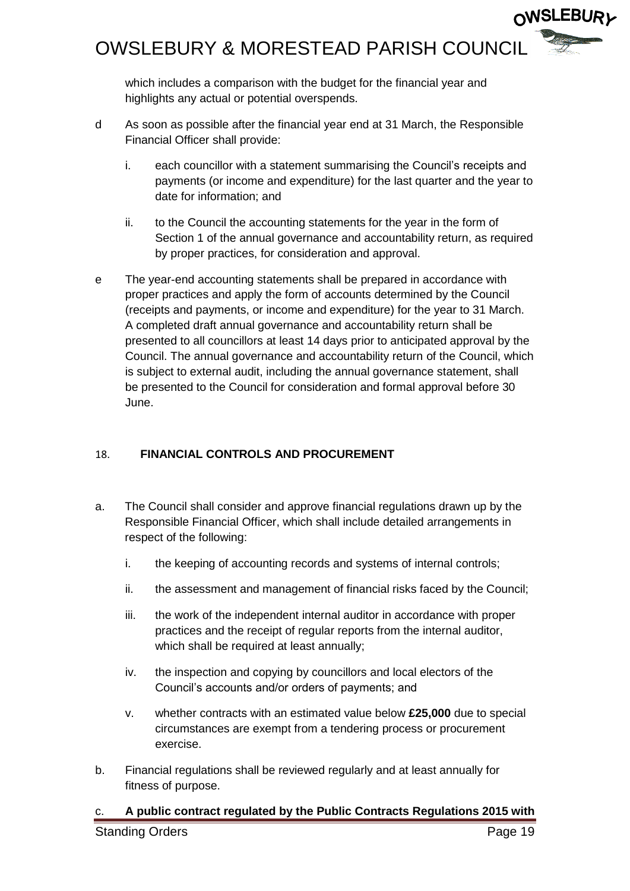which includes a comparison with the budget for the financial year and highlights any actual or potential overspends.

d As soon as possible after the financial year end at 31 March, the Responsible Financial Officer shall provide:

   i. each councillor with a statement summarising the Council's receipts and payments (or income and expenditure) for the last quarter and the year to date for information; and

   ii. to the Council the accounting statements for the year in the form of Section 1 of the annual governance and accountability return, as required by proper practices, for consideration and approval.

e The year-end accounting statements shall be prepared in accordance with proper practices and apply the form of accounts determined by the Council (receipts and payments, or income and expenditure) for the year to 31 March. A completed draft annual governance and accountability return shall be presented to all councillors at least 14 days prior to anticipated approval by the Council. The annual governance and accountability return of the Council, which is subject to external audit, including the annual governance statement, shall be presented to the Council for consideration and formal approval before 30 June.

## 18. FINANCIAL CONTROLS AND PROCUREMENT

a. The Council shall consider and approve financial regulations drawn up by the Responsible Financial Officer, which shall include detailed arrangements in respect of the following:

   i. the keeping of accounting records and systems of internal controls;

   ii. the assessment and management of financial risks faced by the Council;

   iii. the work of the independent internal auditor in accordance with proper practices and the receipt of regular reports from the internal auditor, which shall be required at least annually;

   iv. the inspection and copying by councillors and local electors of the Council's accounts and/or orders of payments; and

   v. whether contracts with an estimated value below **£25,000** due to special circumstances are exempt from a tendering process or procurement exercise.

b. Financial regulations shall be reviewed regularly and at least annually for fitness of purpose.

c. **A public contract regulated by the Public Contracts Regulations 2015 with**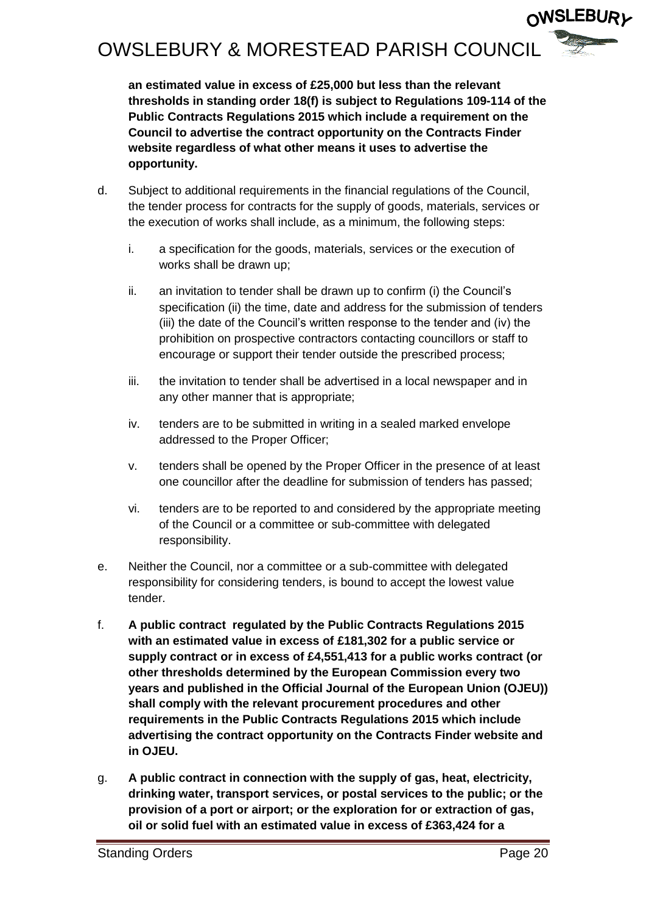**an estimated value in excess of £25,000 but less than the relevant thresholds in standing order 18(f) is subject to Regulations 109-114 of the Public Contracts Regulations 2015 which include a requirement on the Council to advertise the contract opportunity on the Contracts Finder website regardless of what other means it uses to advertise the opportunity.**

d. Subject to additional requirements in the financial regulations of the Council, the tender process for contracts for the supply of goods, materials, services or the execution of works shall include, as a minimum, the following steps:

   i. a specification for the goods, materials, services or the execution of works shall be drawn up;

   ii. an invitation to tender shall be drawn up to confirm (i) the Council's specification (ii) the time, date and address for the submission of tenders (iii) the date of the Council's written response to the tender and (iv) the prohibition on prospective contractors contacting councillors or staff to encourage or support their tender outside the prescribed process;

   iii. the invitation to tender shall be advertised in a local newspaper and in any other manner that is appropriate;

   iv. tenders are to be submitted in writing in a sealed marked envelope addressed to the Proper Officer;

   v. tenders shall be opened by the Proper Officer in the presence of at least one councillor after the deadline for submission of tenders has passed;

   vi. tenders are to be reported to and considered by the appropriate meeting of the Council or a committee or sub-committee with delegated responsibility.

e. Neither the Council, nor a committee or a sub-committee with delegated responsibility for considering tenders, is bound to accept the lowest value tender.

f. **A public contract regulated by the Public Contracts Regulations 2015 with an estimated value in excess of £181,302 for a public service or supply contract or in excess of £4,551,413 for a public works contract (or other thresholds determined by the European Commission every two years and published in the Official Journal of the European Union (OJEU)) shall comply with the relevant procurement procedures and other requirements in the Public Contracts Regulations 2015 which include advertising the contract opportunity on the Contracts Finder website and in OJEU.**

g. **A public contract in connection with the supply of gas, heat, electricity, drinking water, transport services, or postal services to the public; or the provision of a port or airport; or the exploration for or extraction of gas, oil or solid fuel with an estimated value in excess of £363,424 for a**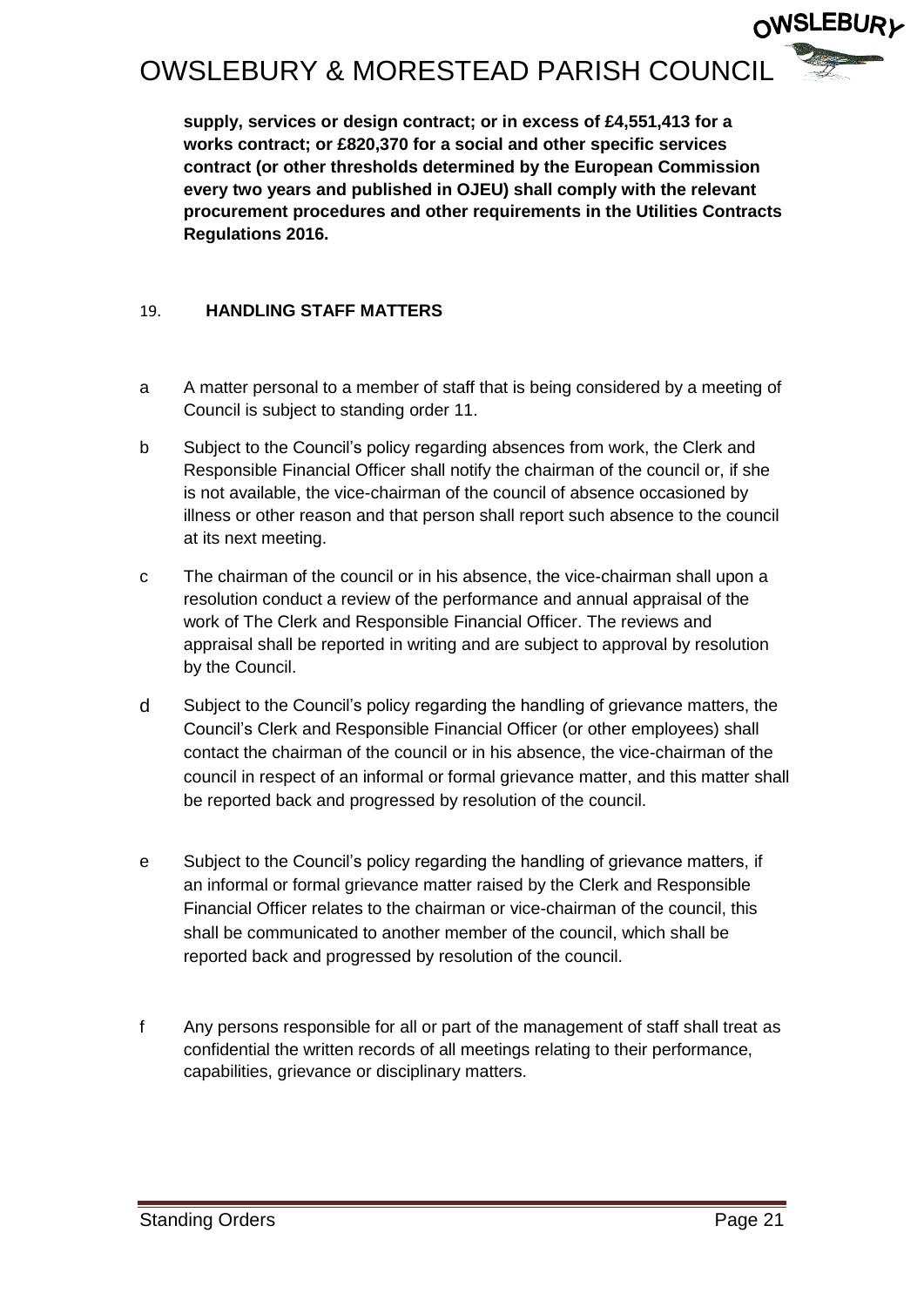**supply, services or design contract; or in excess of £4,551,413 for a works contract; or £820,370 for a social and other specific services contract (or other thresholds determined by the European Commission every two years and published in OJEU) shall comply with the relevant procurement procedures and other requirements in the Utilities Contracts Regulations 2016.**

## 19. HANDLING STAFF MATTERS

a A matter personal to a member of staff that is being considered by a meeting of Council is subject to standing order 11.

b Subject to the Council's policy regarding absences from work, the Clerk and Responsible Financial Officer shall notify the chairman of the council or, if she is not available, the vice-chairman of the council of absence occasioned by illness or other reason and that person shall report such absence to the council at its next meeting.

c The chairman of the council or in his absence, the vice-chairman shall upon a resolution conduct a review of the performance and annual appraisal of the work of The Clerk and Responsible Financial Officer. The reviews and appraisal shall be reported in writing and are subject to approval by resolution by the Council.

d Subject to the Council's policy regarding the handling of grievance matters, the Council's Clerk and Responsible Financial Officer (or other employees) shall contact the chairman of the council or in his absence, the vice-chairman of the council in respect of an informal or formal grievance matter, and this matter shall be reported back and progressed by resolution of the council.

e Subject to the Council's policy regarding the handling of grievance matters, if an informal or formal grievance matter raised by the Clerk and Responsible Financial Officer relates to the chairman or vice-chairman of the council, this shall be communicated to another member of the council, which shall be reported back and progressed by resolution of the council.

f Any persons responsible for all or part of the management of staff shall treat as confidential the written records of all meetings relating to their performance, capabilities, grievance or disciplinary matters.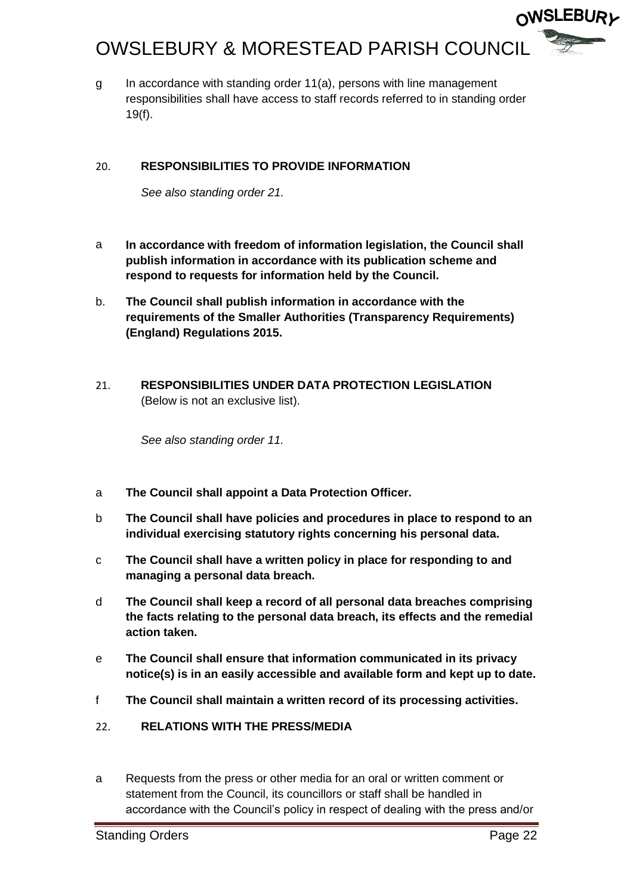g In accordance with standing order 11(a), persons with line management responsibilities shall have access to staff records referred to in standing order 19(f).

## 20. RESPONSIBILITIES TO PROVIDE INFORMATION

*See also standing order 21.*

a **In accordance with freedom of information legislation, the Council shall publish information in accordance with its publication scheme and respond to requests for information held by the Council.**

b. **The Council shall publish information in accordance with the requirements of the Smaller Authorities (Transparency Requirements) (England) Regulations 2015.**

## 21. RESPONSIBILITIES UNDER DATA PROTECTION LEGISLATION

(Below is not an exclusive list).

*See also standing order 11.*

a **The Council shall appoint a Data Protection Officer.**

b **The Council shall have policies and procedures in place to respond to an individual exercising statutory rights concerning his personal data.**

c **The Council shall have a written policy in place for responding to and managing a personal data breach.**

d **The Council shall keep a record of all personal data breaches comprising the facts relating to the personal data breach, its effects and the remedial action taken.**

e **The Council shall ensure that information communicated in its privacy notice(s) is in an easily accessible and available form and kept up to date.**

f **The Council shall maintain a written record of its processing activities.**

## 22. RELATIONS WITH THE PRESS/MEDIA

a Requests from the press or other media for an oral or written comment or statement from the Council, its councillors or staff shall be handled in accordance with the Council's policy in respect of dealing with the press and/or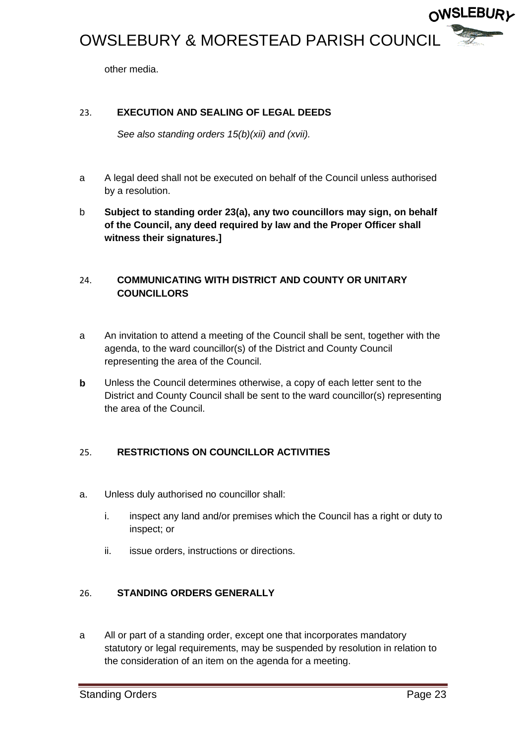other media.

## 23. EXECUTION AND SEALING OF LEGAL DEEDS

*See also standing orders 15(b)(xii) and (xvii).*

a A legal deed shall not be executed on behalf of the Council unless authorised by a resolution.

b **Subject to standing order 23(a), any two councillors may sign, on behalf of the Council, any deed required by law and the Proper Officer shall witness their signatures.]**

## 24. COMMUNICATING WITH DISTRICT AND COUNTY OR UNITARY COUNCILLORS

a An invitation to attend a meeting of the Council shall be sent, together with the agenda, to the ward councillor(s) of the District and County Council representing the area of the Council.

**b** Unless the Council determines otherwise, a copy of each letter sent to the District and County Council shall be sent to the ward councillor(s) representing the area of the Council.

## 25. RESTRICTIONS ON COUNCILLOR ACTIVITIES

a. Unless duly authorised no councillor shall:

   i. inspect any land and/or premises which the Council has a right or duty to inspect; or

   ii. issue orders, instructions or directions.

## 26. STANDING ORDERS GENERALLY

a All or part of a standing order, except one that incorporates mandatory statutory or legal requirements, may be suspended by resolution in relation to the consideration of an item on the agenda for a meeting.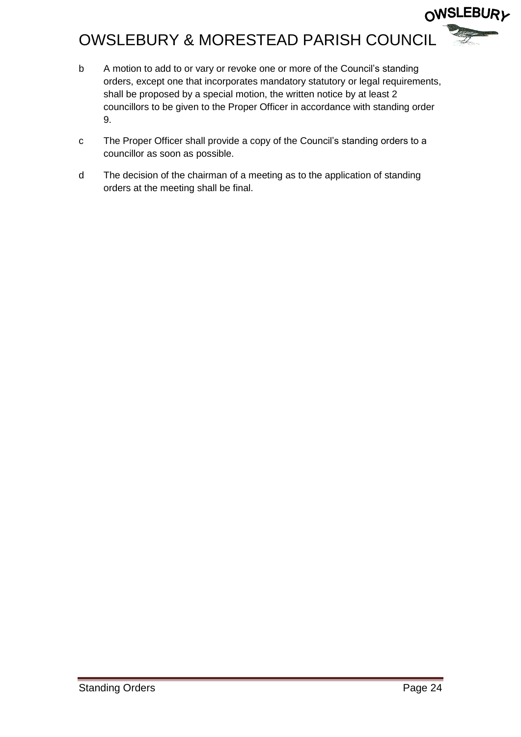b A motion to add to or vary or revoke one or more of the Council's standing orders, except one that incorporates mandatory statutory or legal requirements, shall be proposed by a special motion, the written notice by at least 2 councillors to be given to the Proper Officer in accordance with standing order 9.

c The Proper Officer shall provide a copy of the Council's standing orders to a councillor as soon as possible.

d The decision of the chairman of a meeting as to the application of standing orders at the meeting shall be final.